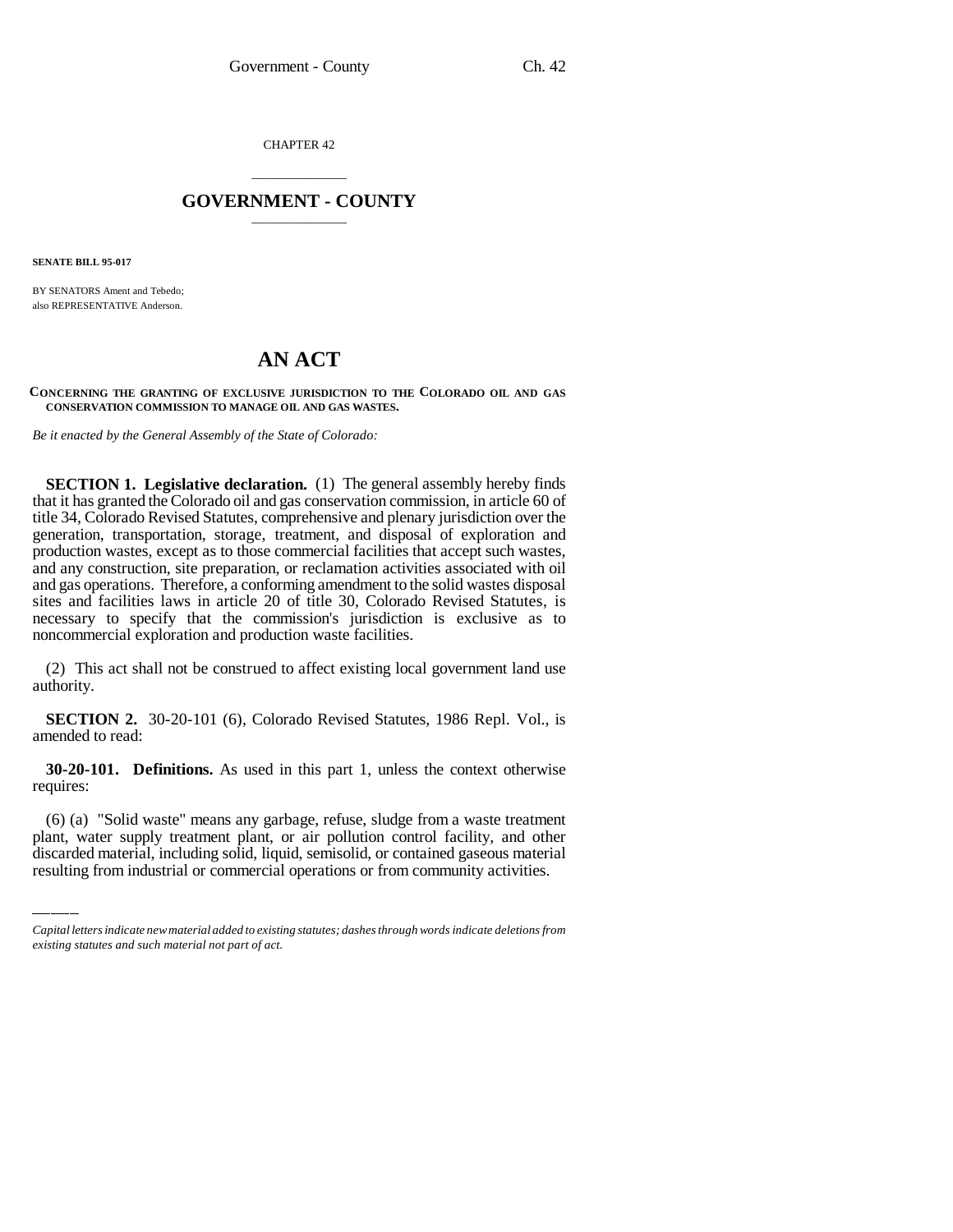CHAPTER 42

# GOVERNMENT - COUNTY

**SENATE BILL 95-017**

BY SENATORS Ament and Tebedo;
also REPRESENTATIVE Anderson.

# AN ACT

**CONCERNING THE GRANTING OF EXCLUSIVE JURISDICTION TO THE COLORADO OIL AND GAS CONSERVATION COMMISSION TO MANAGE OIL AND GAS WASTES.**

*Be it enacted by the General Assembly of the State of Colorado:*

**SECTION 1. Legislative declaration.** (1) The general assembly hereby finds that it has granted the Colorado oil and gas conservation commission, in article 60 of title 34, Colorado Revised Statutes, comprehensive and plenary jurisdiction over the generation, transportation, storage, treatment, and disposal of exploration and production wastes, except as to those commercial facilities that accept such wastes, and any construction, site preparation, or reclamation activities associated with oil and gas operations. Therefore, a conforming amendment to the solid wastes disposal sites and facilities laws in article 20 of title 30, Colorado Revised Statutes, is necessary to specify that the commission's jurisdiction is exclusive as to noncommercial exploration and production waste facilities.

(2) This act shall not be construed to affect existing local government land use authority.

**SECTION 2.** 30-20-101 (6), Colorado Revised Statutes, 1986 Repl. Vol., is amended to read:

**30-20-101. Definitions.** As used in this part 1, unless the context otherwise requires:

(6) (a) "Solid waste" means any garbage, refuse, sludge from a waste treatment plant, water supply treatment plant, or air pollution control facility, and other discarded material, including solid, liquid, semisolid, or contained gaseous material resulting from industrial or commercial operations or from community activities.

*Capital letters indicate new material added to existing statutes; dashes through words indicate deletions from existing statutes and such material not part of act.*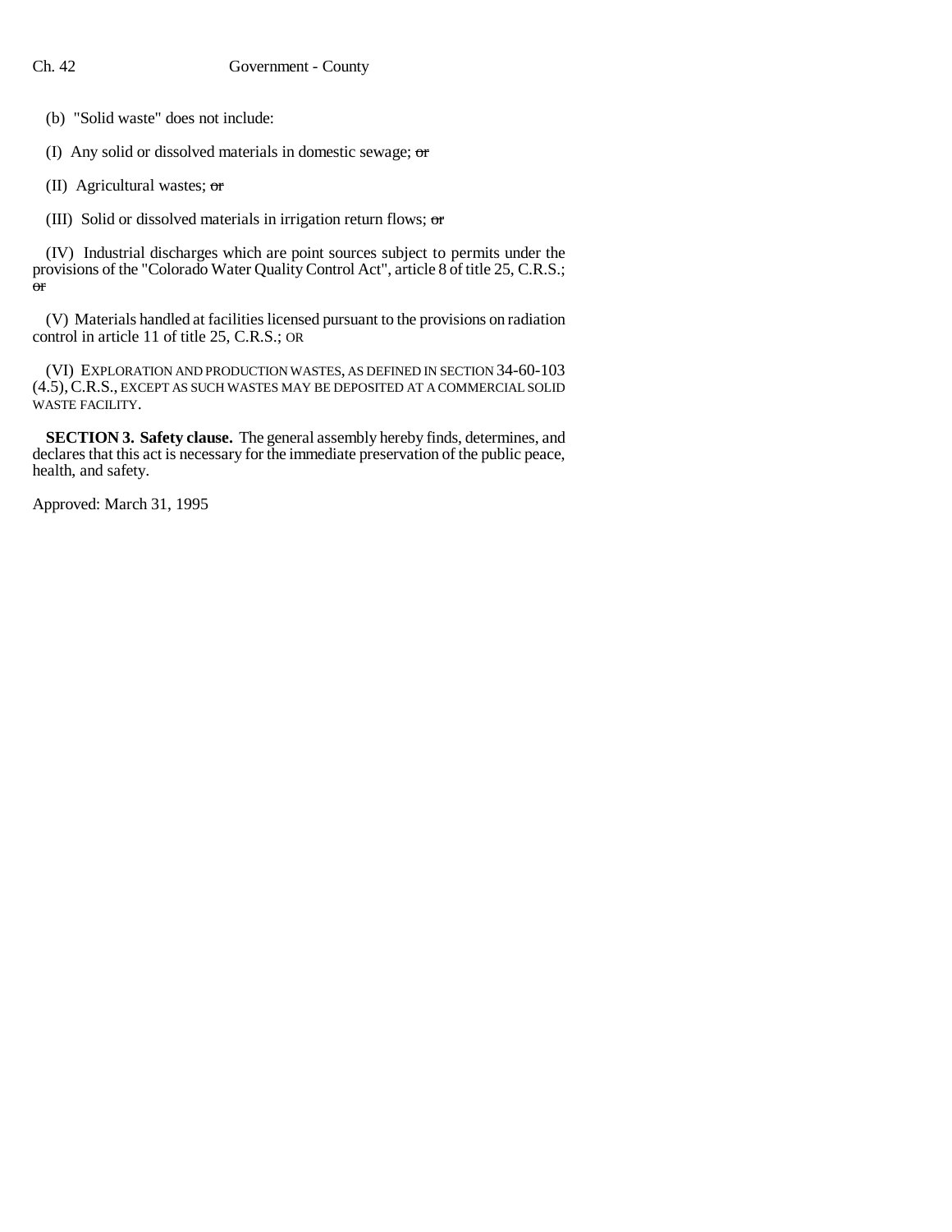(b) "Solid waste" does not include:

(I) Any solid or dissolved materials in domestic sewage; ~~or~~

(II) Agricultural wastes; ~~or~~

(III) Solid or dissolved materials in irrigation return flows; ~~or~~

(IV) Industrial discharges which are point sources subject to permits under the provisions of the "Colorado Water Quality Control Act", article 8 of title 25, C.R.S.; ~~or~~

(V) Materials handled at facilities licensed pursuant to the provisions on radiation control in article 11 of title 25, C.R.S.; OR

(VI) EXPLORATION AND PRODUCTION WASTES, AS DEFINED IN SECTION 34-60-103 (4.5), C.R.S., EXCEPT AS SUCH WASTES MAY BE DEPOSITED AT A COMMERCIAL SOLID WASTE FACILITY.

**SECTION 3. Safety clause.** The general assembly hereby finds, determines, and declares that this act is necessary for the immediate preservation of the public peace, health, and safety.

Approved: March 31, 1995